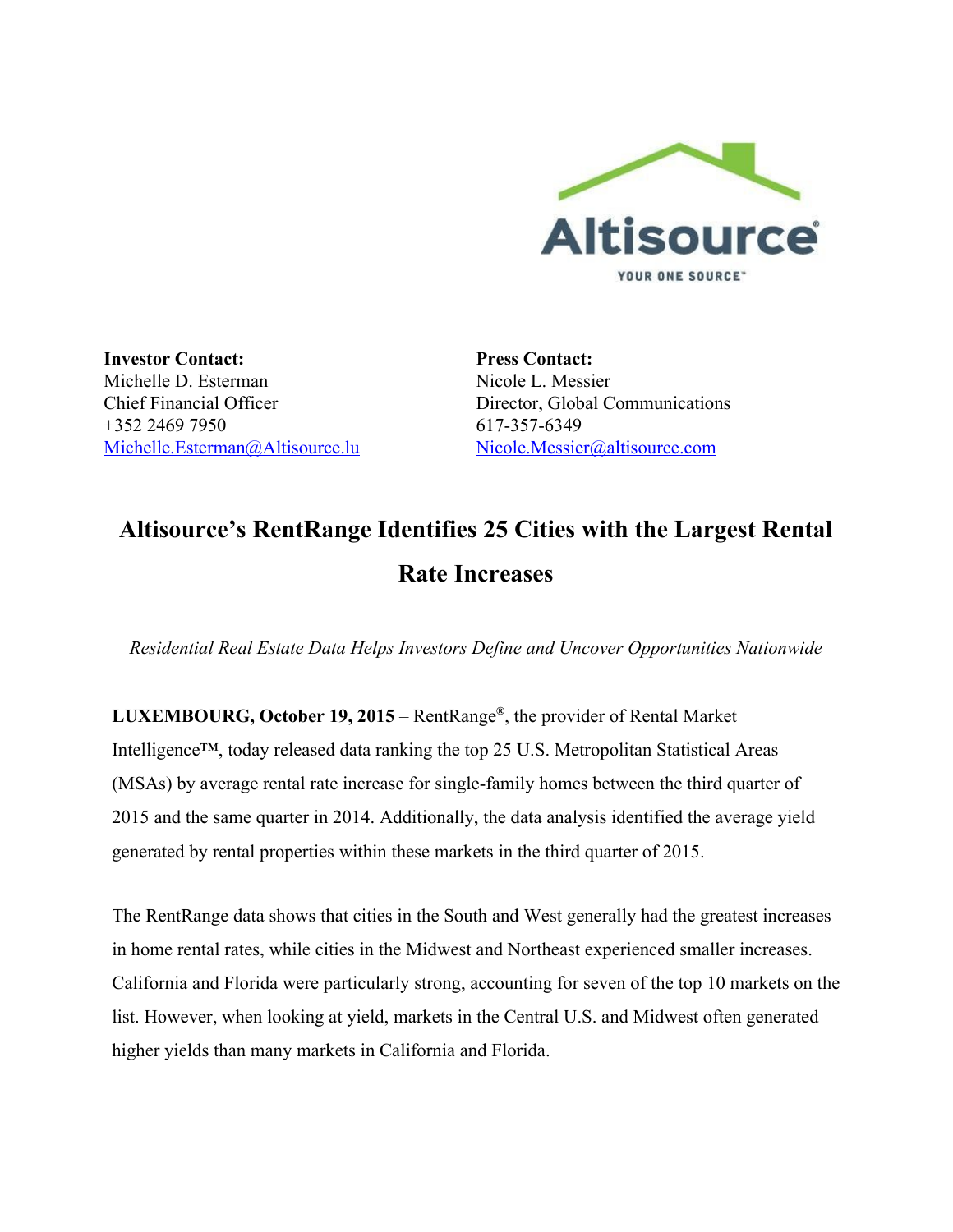**Investor Contact:**
Michelle D. Esterman
Chief Financial Officer
+352 2469 7950
Michelle.Esterman@Altisource.lu

**Press Contact:**
Nicole L. Messier
Director, Global Communications
617-357-6349
Nicole.Messier@altisource.com

# Altisource's RentRange Identifies 25 Cities with the Largest Rental Rate Increases

*Residential Real Estate Data Helps Investors Define and Uncover Opportunities Nationwide*

**LUXEMBOURG, October 19, 2015** – RentRange®, the provider of Rental Market Intelligence™, today released data ranking the top 25 U.S. Metropolitan Statistical Areas (MSAs) by average rental rate increase for single-family homes between the third quarter of 2015 and the same quarter in 2014. Additionally, the data analysis identified the average yield generated by rental properties within these markets in the third quarter of 2015.

The RentRange data shows that cities in the South and West generally had the greatest increases in home rental rates, while cities in the Midwest and Northeast experienced smaller increases. California and Florida were particularly strong, accounting for seven of the top 10 markets on the list. However, when looking at yield, markets in the Central U.S. and Midwest often generated higher yields than many markets in California and Florida.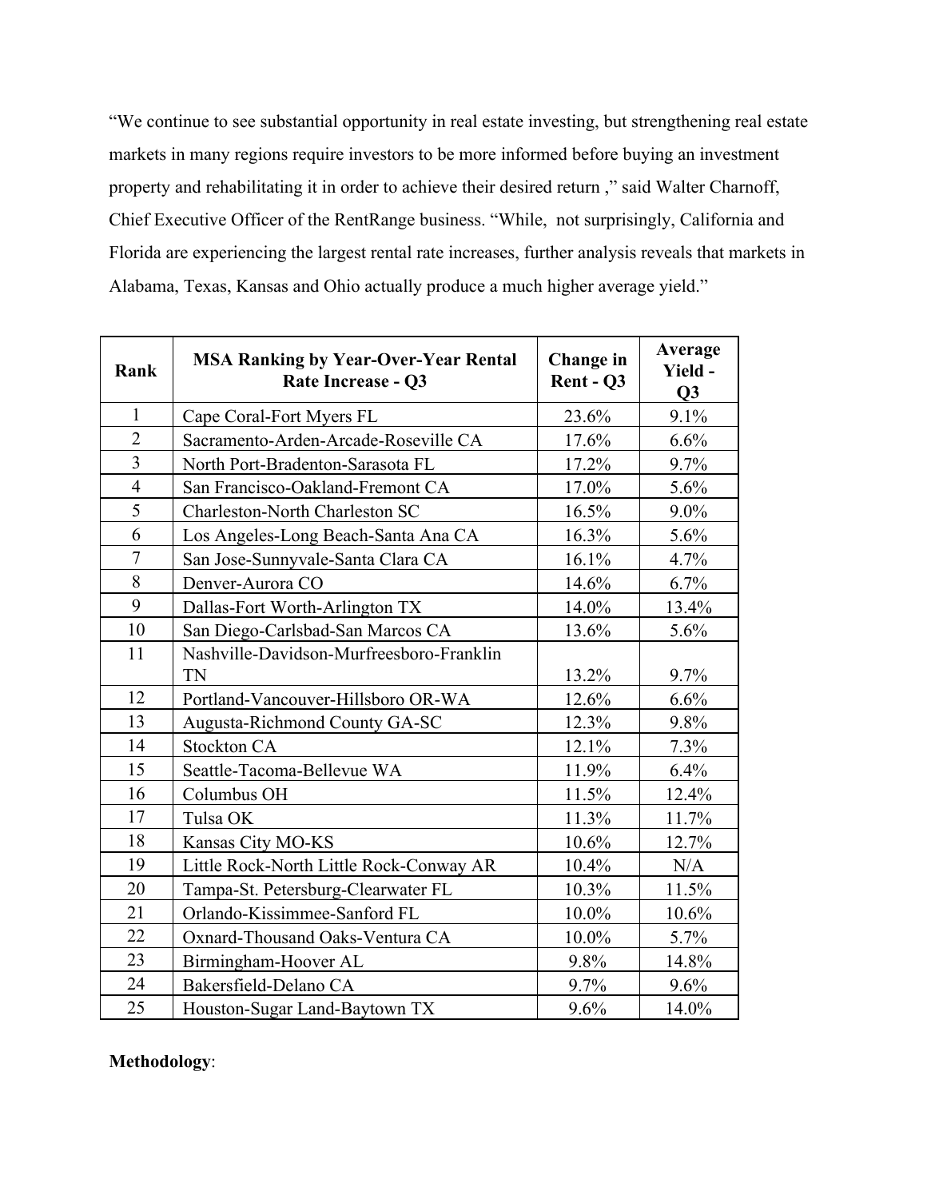"We continue to see substantial opportunity in real estate investing, but strengthening real estate markets in many regions require investors to be more informed before buying an investment property and rehabilitating it in order to achieve their desired return ," said Walter Charnoff, Chief Executive Officer of the RentRange business. "While, not surprisingly, California and Florida are experiencing the largest rental rate increases, further analysis reveals that markets in Alabama, Texas, Kansas and Ohio actually produce a much higher average yield."

| Rank | MSA Ranking by Year-Over-Year Rental Rate Increase - Q3 | Change in Rent - Q3 | Average Yield - Q3 |
|---|---|---|---|
| 1 | Cape Coral-Fort Myers FL | 23.6% | 9.1% |
| 2 | Sacramento-Arden-Arcade-Roseville CA | 17.6% | 6.6% |
| 3 | North Port-Bradenton-Sarasota FL | 17.2% | 9.7% |
| 4 | San Francisco-Oakland-Fremont CA | 17.0% | 5.6% |
| 5 | Charleston-North Charleston SC | 16.5% | 9.0% |
| 6 | Los Angeles-Long Beach-Santa Ana CA | 16.3% | 5.6% |
| 7 | San Jose-Sunnyvale-Santa Clara CA | 16.1% | 4.7% |
| 8 | Denver-Aurora CO | 14.6% | 6.7% |
| 9 | Dallas-Fort Worth-Arlington TX | 14.0% | 13.4% |
| 10 | San Diego-Carlsbad-San Marcos CA | 13.6% | 5.6% |
| 11 | Nashville-Davidson-Murfreesboro-Franklin TN | 13.2% | 9.7% |
| 12 | Portland-Vancouver-Hillsboro OR-WA | 12.6% | 6.6% |
| 13 | Augusta-Richmond County GA-SC | 12.3% | 9.8% |
| 14 | Stockton CA | 12.1% | 7.3% |
| 15 | Seattle-Tacoma-Bellevue WA | 11.9% | 6.4% |
| 16 | Columbus OH | 11.5% | 12.4% |
| 17 | Tulsa OK | 11.3% | 11.7% |
| 18 | Kansas City MO-KS | 10.6% | 12.7% |
| 19 | Little Rock-North Little Rock-Conway AR | 10.4% | N/A |
| 20 | Tampa-St. Petersburg-Clearwater FL | 10.3% | 11.5% |
| 21 | Orlando-Kissimmee-Sanford FL | 10.0% | 10.6% |
| 22 | Oxnard-Thousand Oaks-Ventura CA | 10.0% | 5.7% |
| 23 | Birmingham-Hoover AL | 9.8% | 14.8% |
| 24 | Bakersfield-Delano CA | 9.7% | 9.6% |
| 25 | Houston-Sugar Land-Baytown TX | 9.6% | 14.0% |

**Methodology**: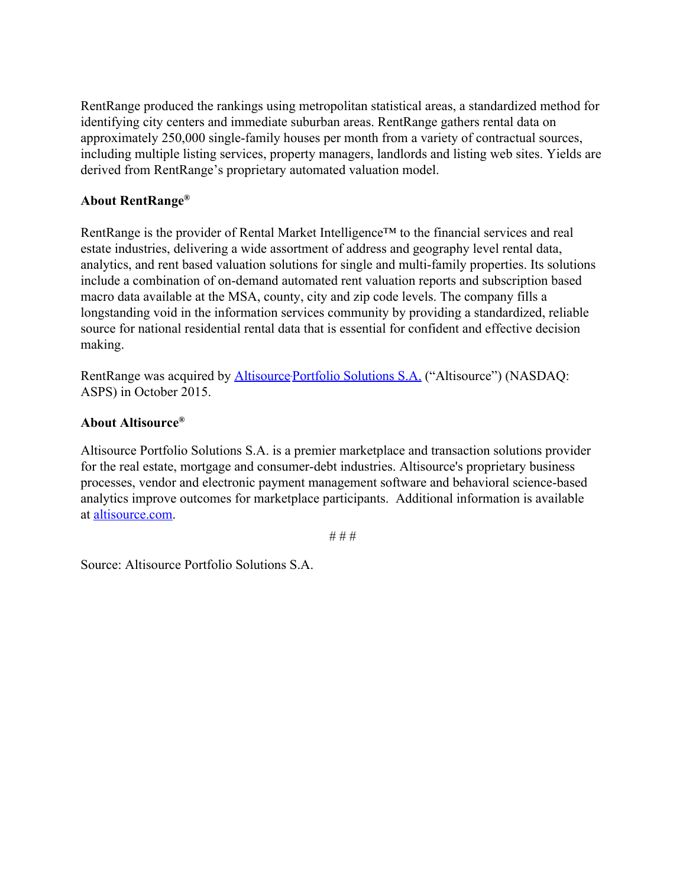RentRange produced the rankings using metropolitan statistical areas, a standardized method for identifying city centers and immediate suburban areas. RentRange gathers rental data on approximately 250,000 single-family houses per month from a variety of contractual sources, including multiple listing services, property managers, landlords and listing web sites. Yields are derived from RentRange's proprietary automated valuation model.

**About RentRange®**

RentRange is the provider of Rental Market Intelligence™ to the financial services and real estate industries, delivering a wide assortment of address and geography level rental data, analytics, and rent based valuation solutions for single and multi-family properties. Its solutions include a combination of on-demand automated rent valuation reports and subscription based macro data available at the MSA, county, city and zip code levels. The company fills a longstanding void in the information services community by providing a standardized, reliable source for national residential rental data that is essential for confident and effective decision making.

RentRange was acquired by Altisource Portfolio Solutions S.A. ("Altisource") (NASDAQ: ASPS) in October 2015.

**About Altisource®**

Altisource Portfolio Solutions S.A. is a premier marketplace and transaction solutions provider for the real estate, mortgage and consumer-debt industries. Altisource's proprietary business processes, vendor and electronic payment management software and behavioral science-based analytics improve outcomes for marketplace participants. Additional information is available at altisource.com.

# # #

Source: Altisource Portfolio Solutions S.A.